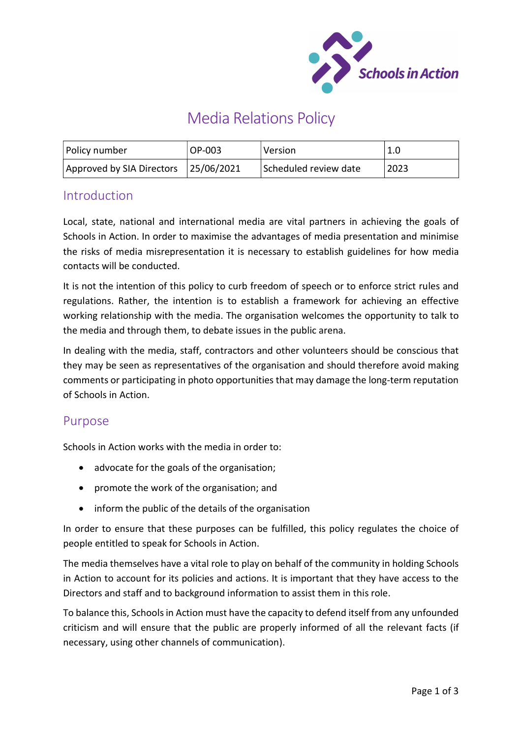# Media Relations Policy

| Policy number | OP-003 | Version | 1.0 |
| --- | --- | --- | --- |
| Approved by SIA Directors | 25/06/2021 | Scheduled review date | 2023 |

## Introduction

Local, state, national and international media are vital partners in achieving the goals of Schools in Action. In order to maximise the advantages of media presentation and minimise the risks of media misrepresentation it is necessary to establish guidelines for how media contacts will be conducted.

It is not the intention of this policy to curb freedom of speech or to enforce strict rules and regulations. Rather, the intention is to establish a framework for achieving an effective working relationship with the media. The organisation welcomes the opportunity to talk to the media and through them, to debate issues in the public arena.

In dealing with the media, staff, contractors and other volunteers should be conscious that they may be seen as representatives of the organisation and should therefore avoid making comments or participating in photo opportunities that may damage the long-term reputation of Schools in Action.

## Purpose

Schools in Action works with the media in order to:

- advocate for the goals of the organisation;
- promote the work of the organisation; and
- inform the public of the details of the organisation

In order to ensure that these purposes can be fulfilled, this policy regulates the choice of people entitled to speak for Schools in Action.

The media themselves have a vital role to play on behalf of the community in holding Schools in Action to account for its policies and actions. It is important that they have access to the Directors and staff and to background information to assist them in this role.

To balance this, Schools in Action must have the capacity to defend itself from any unfounded criticism and will ensure that the public are properly informed of all the relevant facts (if necessary, using other channels of communication).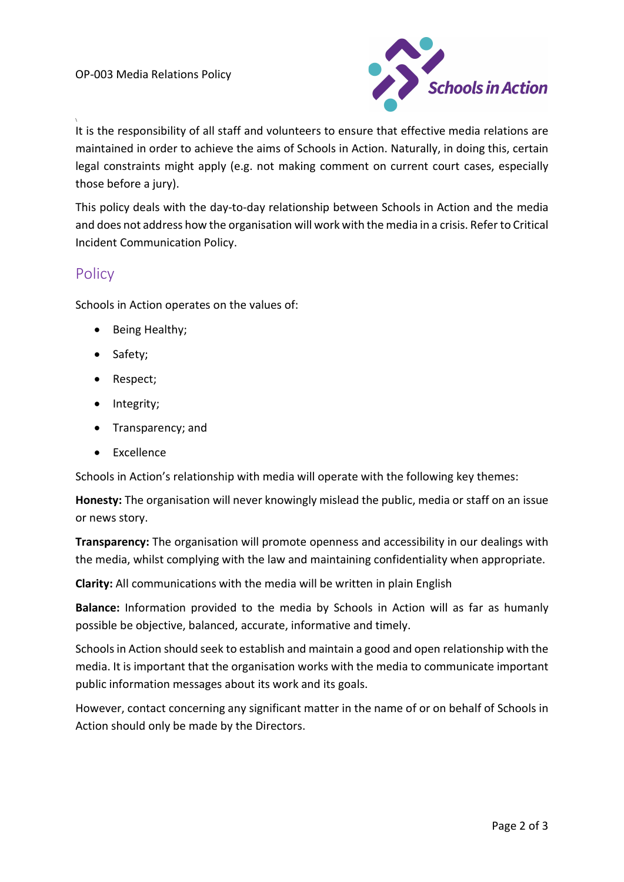It is the responsibility of all staff and volunteers to ensure that effective media relations are maintained in order to achieve the aims of Schools in Action. Naturally, in doing this, certain legal constraints might apply (e.g. not making comment on current court cases, especially those before a jury).

This policy deals with the day-to-day relationship between Schools in Action and the media and does not address how the organisation will work with the media in a crisis. Refer to Critical Incident Communication Policy.

## Policy

Schools in Action operates on the values of:

- Being Healthy;
- Safety;
- Respect;
- Integrity;
- Transparency; and
- Excellence

Schools in Action's relationship with media will operate with the following key themes:

**Honesty:** The organisation will never knowingly mislead the public, media or staff on an issue or news story.

**Transparency:** The organisation will promote openness and accessibility in our dealings with the media, whilst complying with the law and maintaining confidentiality when appropriate.

**Clarity:** All communications with the media will be written in plain English

**Balance:** Information provided to the media by Schools in Action will as far as humanly possible be objective, balanced, accurate, informative and timely.

Schools in Action should seek to establish and maintain a good and open relationship with the media. It is important that the organisation works with the media to communicate important public information messages about its work and its goals.

However, contact concerning any significant matter in the name of or on behalf of Schools in Action should only be made by the Directors.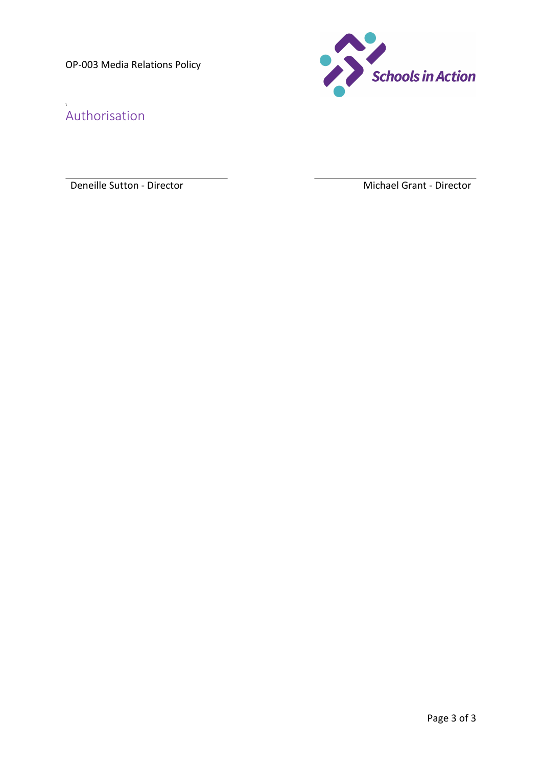## Authorisation

Deneille Sutton - Director

Michael Grant - Director